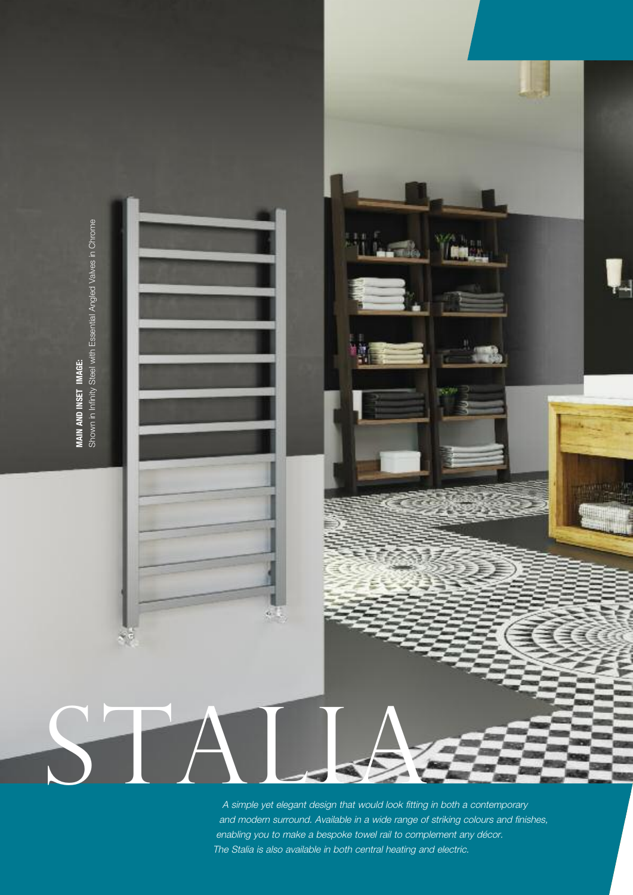**MAIN AND INSET IMAGE:**
Shown in Infinity Steel with Essential Angled Valves in Chrome

# STALIA

*A simple yet elegant design that would look fitting in both a contemporary and modern surround. Available in a wide range of striking colours and finishes, enabling you to make a bespoke towel rail to complement any décor. The Stalia is also available in both central heating and electric.*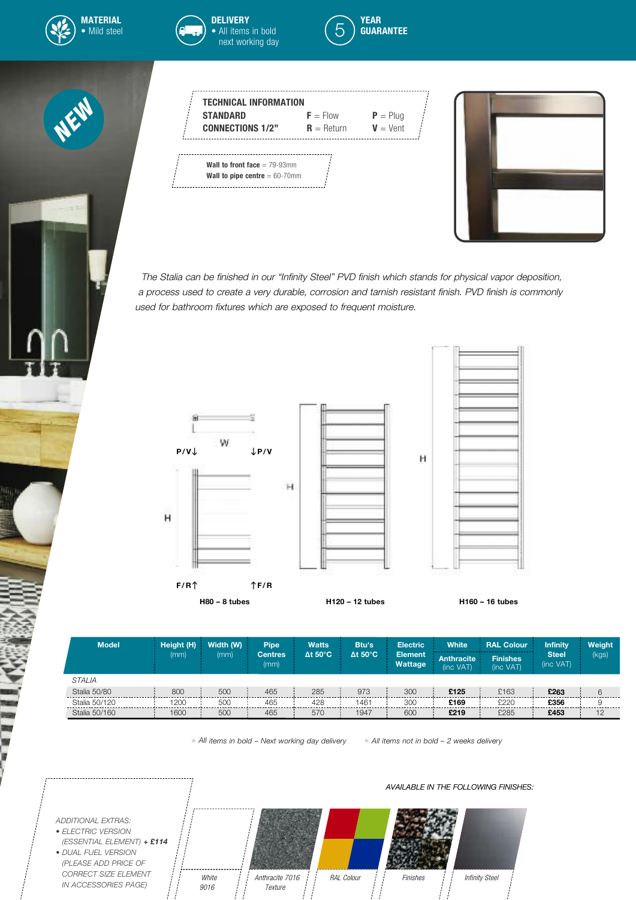**MATERIAL**
• Mild steel

**DELIVERY**
• All items in bold next working day

5 **YEAR GUARANTEE**

NEW

**TECHNICAL INFORMATION**

**STANDARD CONNECTIONS 1/2"**

**F** = Flow
**R** = Return
**P** = Plug
**V** = Vent

**Wall to front face** = 79-93mm
**Wall to pipe centre** = 60-70mm

*The Stalia can be finished in our "Infinity Steel" PVD finish which stands for physical vapor deposition, a process used to create a very durable, corrosion and tarnish resistant finish. PVD finish is commonly used for bathroom fixtures which are exposed to frequent moisture.*

W
P/V↓ ↓P/V
H
F/R↑ ↑F/R

**H80 – 8 tubes**

H

**H120 – 12 tubes**

H

**H160 – 16 tubes**

| Model | Height (H) (mm) | Width (W) (mm) | Pipe Centres (mm) | Watts Δt 50°C | Btu's Δt 50°C | Electric Element Wattage | White Anthracite (inc VAT) | RAL Colour Finishes (inc VAT) | Infinity Steel (inc VAT) | Weight (kgs) |
|---|---|---|---|---|---|---|---|---|---|---|
| *STALIA* | | | | | | | | | | |
| Stalia 50/80 | 800 | 500 | 465 | 285 | 973 | 300 | **£125** | £163 | **£263** | 6 |
| Stalia 50/120 | 1200 | 500 | 465 | 428 | 1461 | 300 | **£169** | £220 | **£356** | 9 |
| Stalia 50/160 | 1600 | 500 | 465 | 570 | 1947 | 600 | **£219** | £285 | **£453** | 12 |

*All items in bold – Next working day delivery*   *All items not in bold – 2 weeks delivery*

*ADDITIONAL EXTRAS:*
- *ELECTRIC VERSION (ESSENTIAL ELEMENT) **+ £114***
- *DUAL FUEL VERSION (PLEASE ADD PRICE OF CORRECT SIZE ELEMENT IN ACCESSORIES PAGE)*

*AVAILABLE IN THE FOLLOWING FINISHES:*

*White 9016* | *Anthracite 7016 Texture* | *RAL Colour* | *Finishes* | *Infinity Steel*